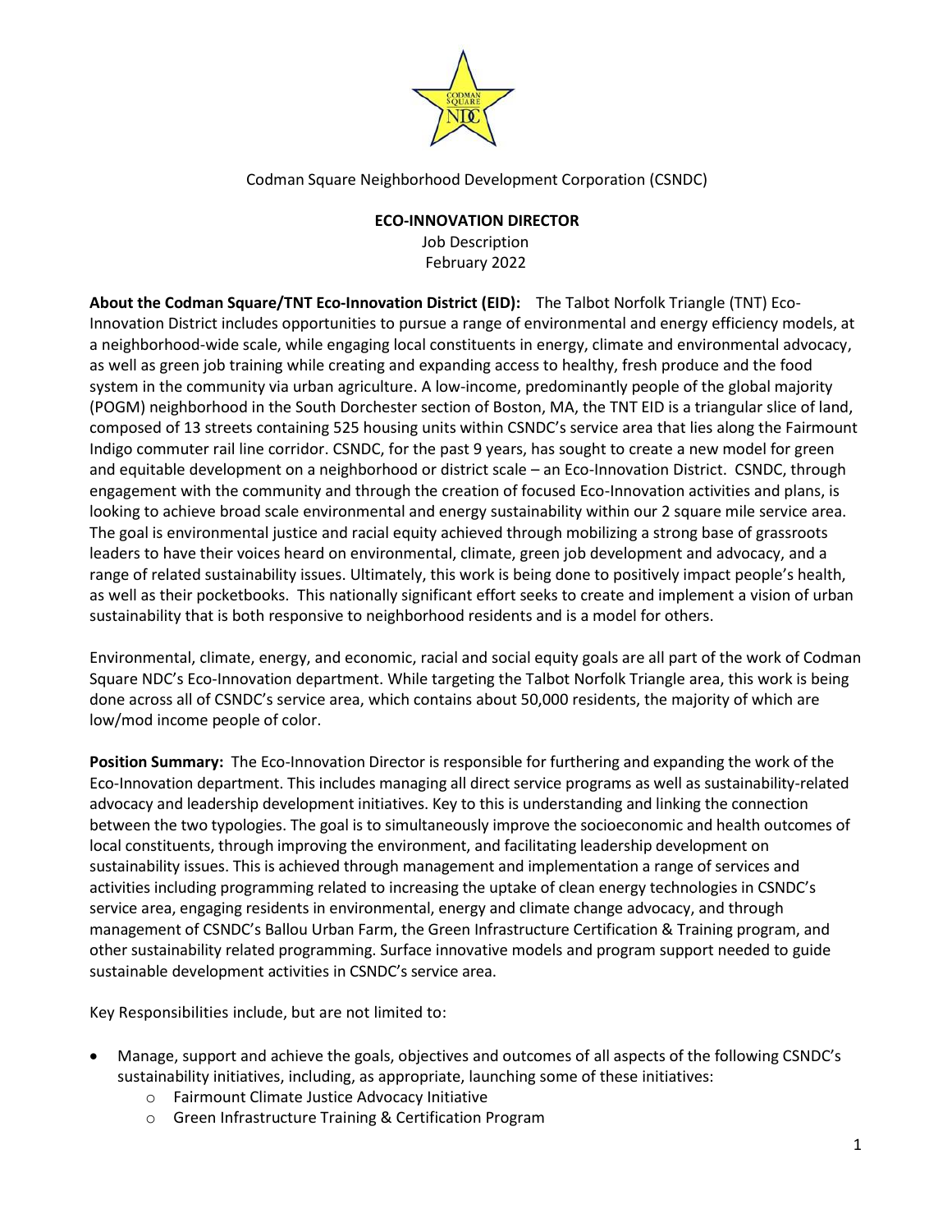Codman Square Neighborhood Development Corporation (CSNDC)

# ECO-INNOVATION DIRECTOR

Job Description
February 2022

**About the Codman Square/TNT Eco-Innovation District (EID):** The Talbot Norfolk Triangle (TNT) Eco-Innovation District includes opportunities to pursue a range of environmental and energy efficiency models, at a neighborhood-wide scale, while engaging local constituents in energy, climate and environmental advocacy, as well as green job training while creating and expanding access to healthy, fresh produce and the food system in the community via urban agriculture. A low-income, predominantly people of the global majority (POGM) neighborhood in the South Dorchester section of Boston, MA, the TNT EID is a triangular slice of land, composed of 13 streets containing 525 housing units within CSNDC's service area that lies along the Fairmount Indigo commuter rail line corridor. CSNDC, for the past 9 years, has sought to create a new model for green and equitable development on a neighborhood or district scale – an Eco-Innovation District. CSNDC, through engagement with the community and through the creation of focused Eco-Innovation activities and plans, is looking to achieve broad scale environmental and energy sustainability within our 2 square mile service area. The goal is environmental justice and racial equity achieved through mobilizing a strong base of grassroots leaders to have their voices heard on environmental, climate, green job development and advocacy, and a range of related sustainability issues. Ultimately, this work is being done to positively impact people's health, as well as their pocketbooks. This nationally significant effort seeks to create and implement a vision of urban sustainability that is both responsive to neighborhood residents and is a model for others.

Environmental, climate, energy, and economic, racial and social equity goals are all part of the work of Codman Square NDC's Eco-Innovation department. While targeting the Talbot Norfolk Triangle area, this work is being done across all of CSNDC's service area, which contains about 50,000 residents, the majority of which are low/mod income people of color.

**Position Summary:** The Eco-Innovation Director is responsible for furthering and expanding the work of the Eco-Innovation department. This includes managing all direct service programs as well as sustainability-related advocacy and leadership development initiatives. Key to this is understanding and linking the connection between the two typologies. The goal is to simultaneously improve the socioeconomic and health outcomes of local constituents, through improving the environment, and facilitating leadership development on sustainability issues. This is achieved through management and implementation a range of services and activities including programming related to increasing the uptake of clean energy technologies in CSNDC's service area, engaging residents in environmental, energy and climate change advocacy, and through management of CSNDC's Ballou Urban Farm, the Green Infrastructure Certification & Training program, and other sustainability related programming. Surface innovative models and program support needed to guide sustainable development activities in CSNDC's service area.

Key Responsibilities include, but are not limited to:

- Manage, support and achieve the goals, objectives and outcomes of all aspects of the following CSNDC's sustainability initiatives, including, as appropriate, launching some of these initiatives:
  - Fairmount Climate Justice Advocacy Initiative
  - Green Infrastructure Training & Certification Program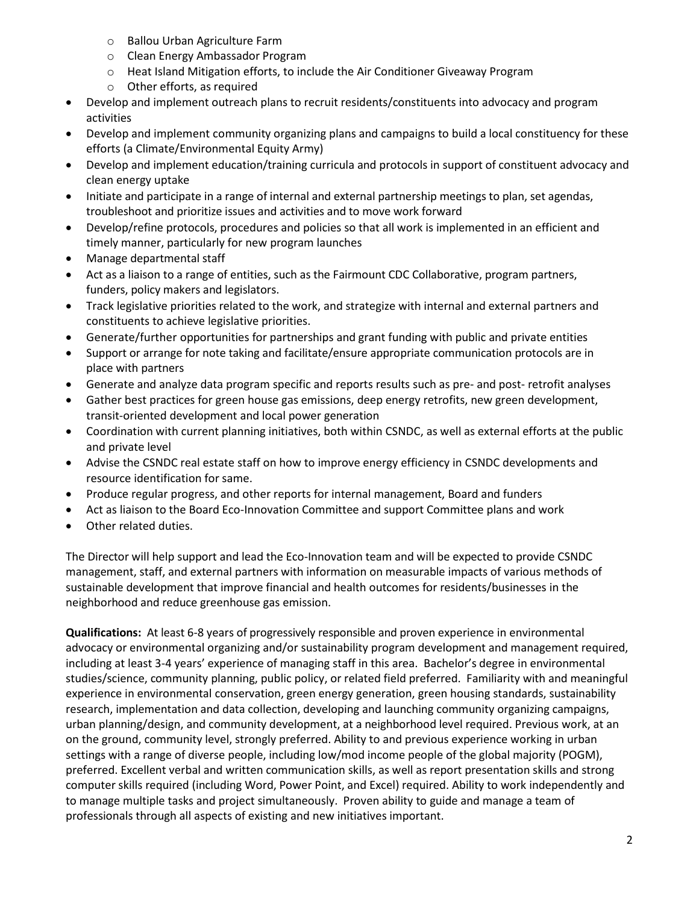- Ballou Urban Agriculture Farm
  - Clean Energy Ambassador Program
  - Heat Island Mitigation efforts, to include the Air Conditioner Giveaway Program
  - Other efforts, as required
- Develop and implement outreach plans to recruit residents/constituents into advocacy and program activities
- Develop and implement community organizing plans and campaigns to build a local constituency for these efforts (a Climate/Environmental Equity Army)
- Develop and implement education/training curricula and protocols in support of constituent advocacy and clean energy uptake
- Initiate and participate in a range of internal and external partnership meetings to plan, set agendas, troubleshoot and prioritize issues and activities and to move work forward
- Develop/refine protocols, procedures and policies so that all work is implemented in an efficient and timely manner, particularly for new program launches
- Manage departmental staff
- Act as a liaison to a range of entities, such as the Fairmount CDC Collaborative, program partners, funders, policy makers and legislators.
- Track legislative priorities related to the work, and strategize with internal and external partners and constituents to achieve legislative priorities.
- Generate/further opportunities for partnerships and grant funding with public and private entities
- Support or arrange for note taking and facilitate/ensure appropriate communication protocols are in place with partners
- Generate and analyze data program specific and reports results such as pre- and post- retrofit analyses
- Gather best practices for green house gas emissions, deep energy retrofits, new green development, transit-oriented development and local power generation
- Coordination with current planning initiatives, both within CSNDC, as well as external efforts at the public and private level
- Advise the CSNDC real estate staff on how to improve energy efficiency in CSNDC developments and resource identification for same.
- Produce regular progress, and other reports for internal management, Board and funders
- Act as liaison to the Board Eco-Innovation Committee and support Committee plans and work
- Other related duties.

The Director will help support and lead the Eco-Innovation team and will be expected to provide CSNDC management, staff, and external partners with information on measurable impacts of various methods of sustainable development that improve financial and health outcomes for residents/businesses in the neighborhood and reduce greenhouse gas emission.

**Qualifications:** At least 6-8 years of progressively responsible and proven experience in environmental advocacy or environmental organizing and/or sustainability program development and management required, including at least 3-4 years' experience of managing staff in this area. Bachelor's degree in environmental studies/science, community planning, public policy, or related field preferred. Familiarity with and meaningful experience in environmental conservation, green energy generation, green housing standards, sustainability research, implementation and data collection, developing and launching community organizing campaigns, urban planning/design, and community development, at a neighborhood level required. Previous work, at an on the ground, community level, strongly preferred. Ability to and previous experience working in urban settings with a range of diverse people, including low/mod income people of the global majority (POGM), preferred. Excellent verbal and written communication skills, as well as report presentation skills and strong computer skills required (including Word, Power Point, and Excel) required. Ability to work independently and to manage multiple tasks and project simultaneously. Proven ability to guide and manage a team of professionals through all aspects of existing and new initiatives important.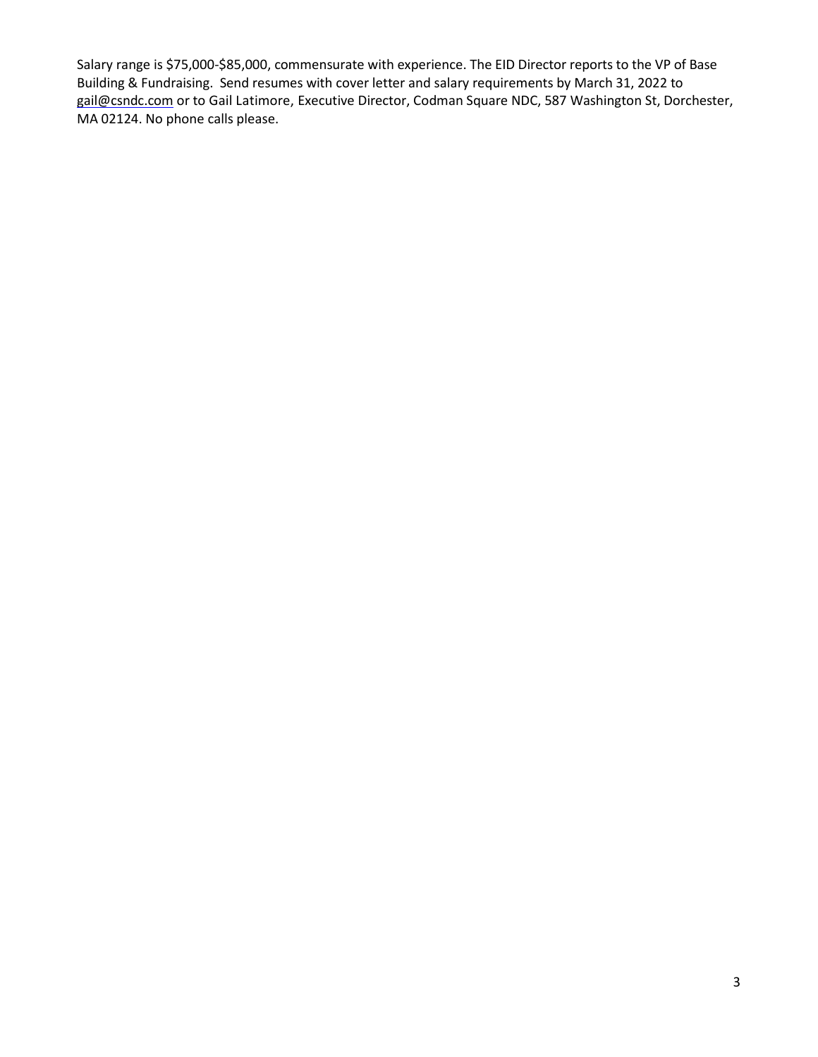Salary range is $75,000-$85,000, commensurate with experience. The EID Director reports to the VP of Base Building & Fundraising. Send resumes with cover letter and salary requirements by March 31, 2022 to gail@csndc.com or to Gail Latimore, Executive Director, Codman Square NDC, 587 Washington St, Dorchester, MA 02124. No phone calls please.